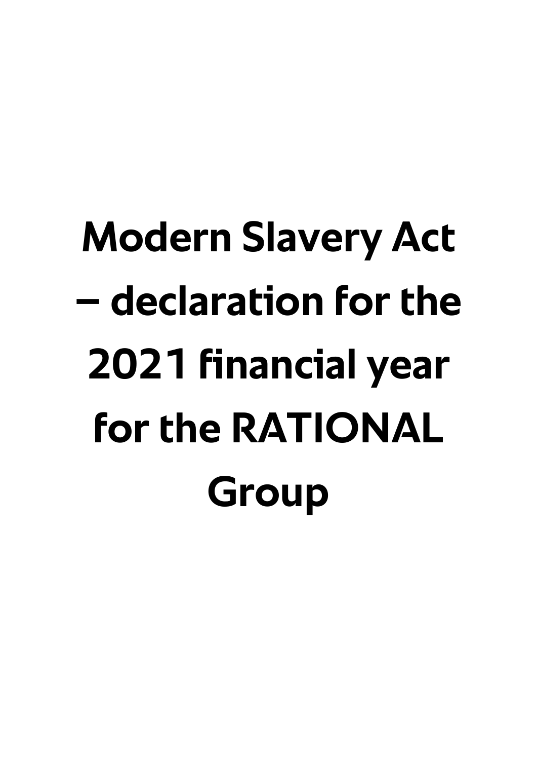# Modern Slavery Act – declaration for the 2021 financial year for the RATIONAL Group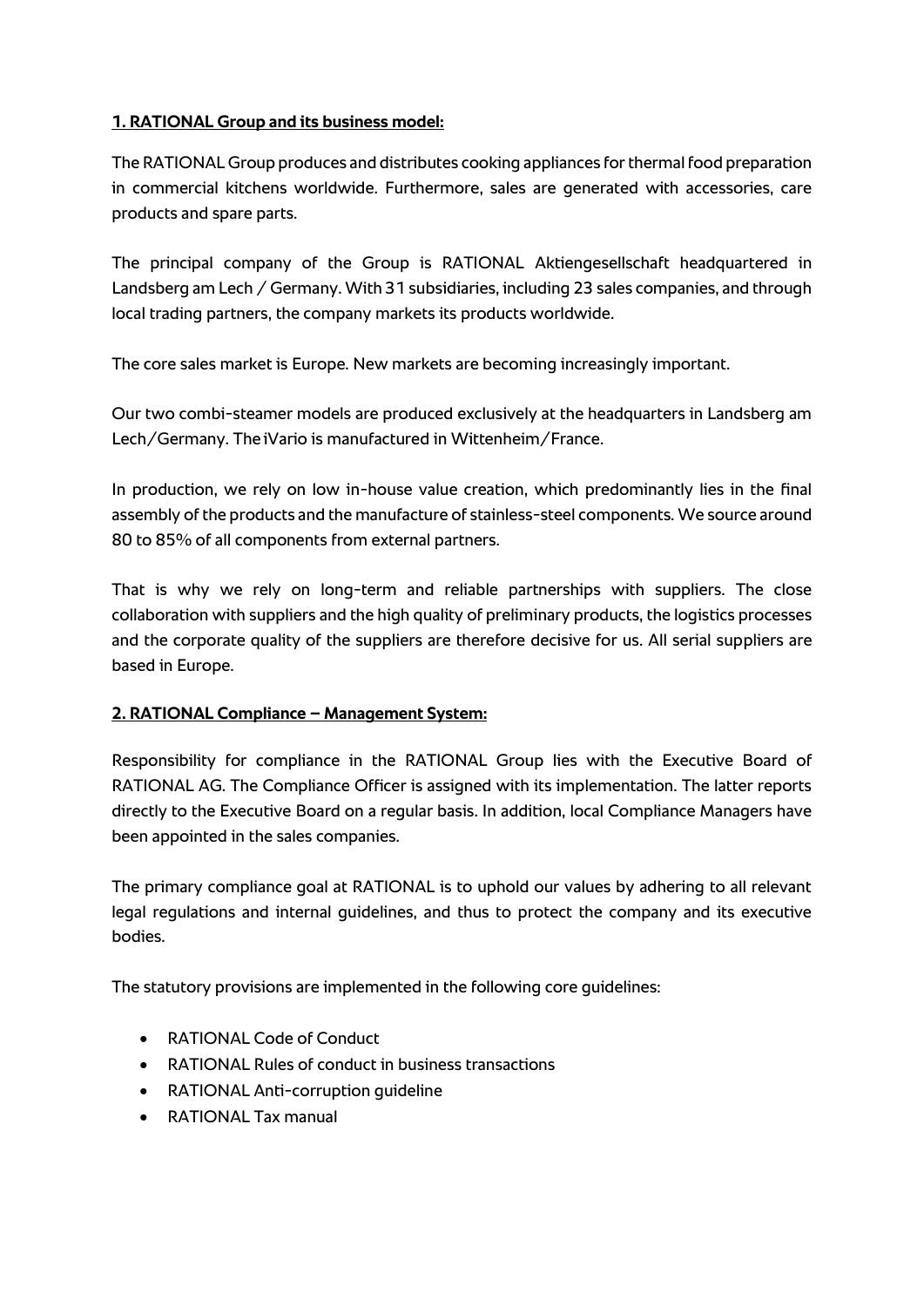## 1. RATIONAL Group and its business model:

The RATIONAL Group produces and distributes cooking appliances for thermal food preparation in commercial kitchens worldwide. Furthermore, sales are generated with accessories, care products and spare parts.

The principal company of the Group is RATIONAL Aktiengesellschaft headquartered in Landsberg am Lech / Germany. With 31 subsidiaries, including 23 sales companies, and through local trading partners, the company markets its products worldwide.

The core sales market is Europe. New markets are becoming increasingly important.

Our two combi-steamer models are produced exclusively at the headquarters in Landsberg am Lech/Germany. The iVario is manufactured in Wittenheim/France.

In production, we rely on low in-house value creation, which predominantly lies in the final assembly of the products and the manufacture of stainless-steel components. We source around 80 to 85% of all components from external partners.

That is why we rely on long-term and reliable partnerships with suppliers. The close collaboration with suppliers and the high quality of preliminary products, the logistics processes and the corporate quality of the suppliers are therefore decisive for us. All serial suppliers are based in Europe.

## 2. RATIONAL Compliance – Management System:

Responsibility for compliance in the RATIONAL Group lies with the Executive Board of RATIONAL AG. The Compliance Officer is assigned with its implementation. The latter reports directly to the Executive Board on a regular basis. In addition, local Compliance Managers have been appointed in the sales companies.

The primary compliance goal at RATIONAL is to uphold our values by adhering to all relevant legal regulations and internal guidelines, and thus to protect the company and its executive bodies.

The statutory provisions are implemented in the following core guidelines:

- RATIONAL Code of Conduct
- RATIONAL Rules of conduct in business transactions
- RATIONAL Anti-corruption guideline
- RATIONAL Tax manual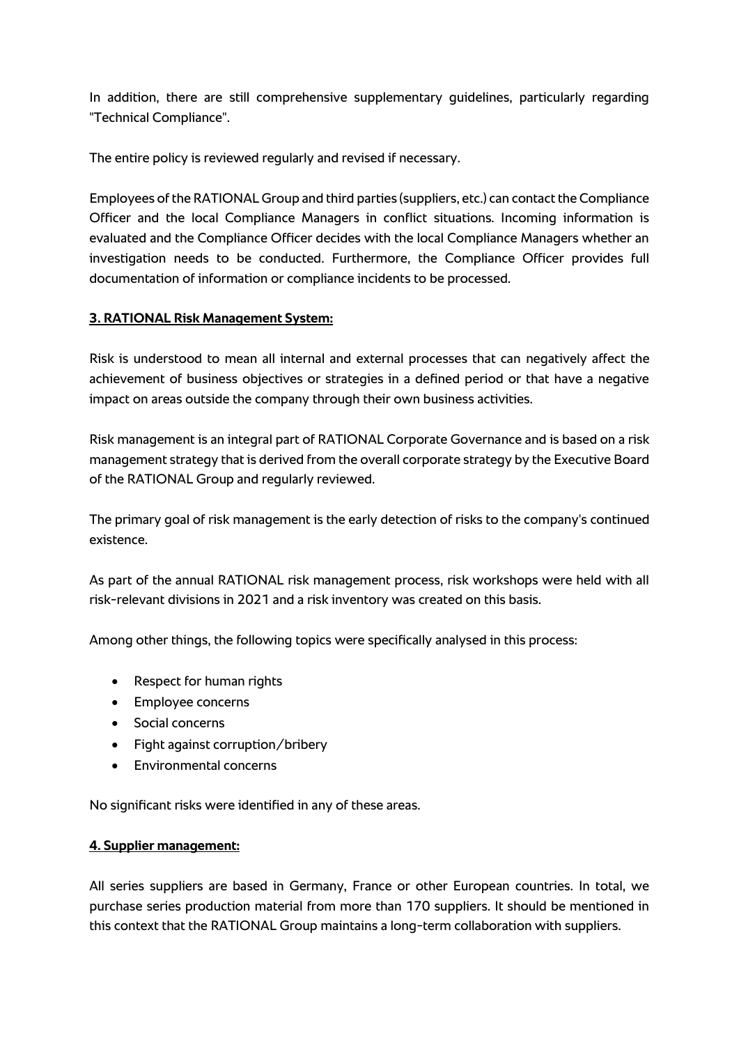In addition, there are still comprehensive supplementary guidelines, particularly regarding "Technical Compliance".

The entire policy is reviewed regularly and revised if necessary.

Employees of the RATIONAL Group and third parties (suppliers, etc.) can contact the Compliance Officer and the local Compliance Managers in conflict situations. Incoming information is evaluated and the Compliance Officer decides with the local Compliance Managers whether an investigation needs to be conducted. Furthermore, the Compliance Officer provides full documentation of information or compliance incidents to be processed.

**<u>3. RATIONAL Risk Management System:</u>**

Risk is understood to mean all internal and external processes that can negatively affect the achievement of business objectives or strategies in a defined period or that have a negative impact on areas outside the company through their own business activities.

Risk management is an integral part of RATIONAL Corporate Governance and is based on a risk management strategy that is derived from the overall corporate strategy by the Executive Board of the RATIONAL Group and regularly reviewed.

The primary goal of risk management is the early detection of risks to the company's continued existence.

As part of the annual RATIONAL risk management process, risk workshops were held with all risk-relevant divisions in 2021 and a risk inventory was created on this basis.

Among other things, the following topics were specifically analysed in this process:

- Respect for human rights
- Employee concerns
- Social concerns
- Fight against corruption/bribery
- Environmental concerns

No significant risks were identified in any of these areas.

**<u>4. Supplier management:</u>**

All series suppliers are based in Germany, France or other European countries. In total, we purchase series production material from more than 170 suppliers. It should be mentioned in this context that the RATIONAL Group maintains a long-term collaboration with suppliers.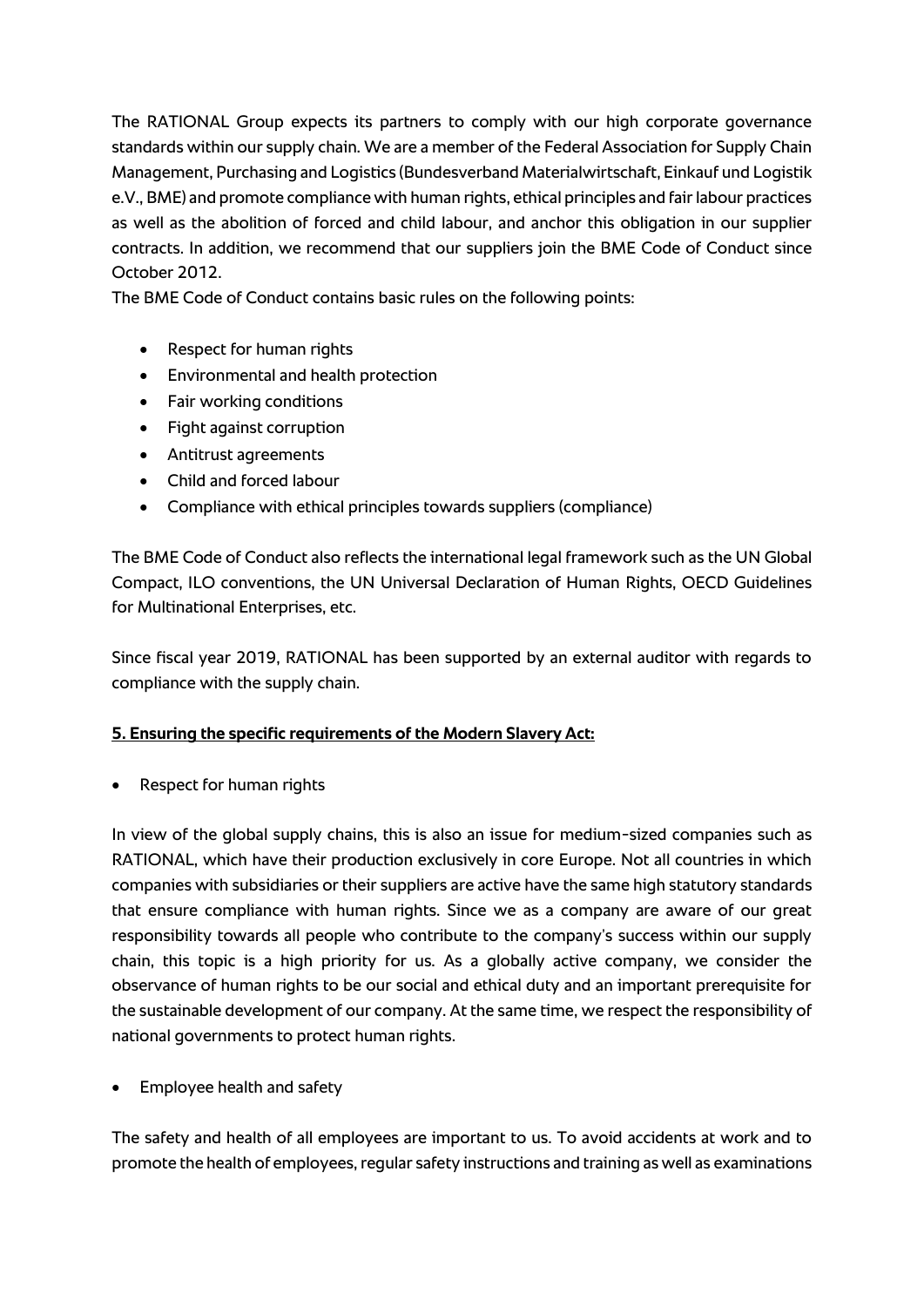The RATIONAL Group expects its partners to comply with our high corporate governance standards within our supply chain. We are a member of the Federal Association for Supply Chain Management, Purchasing and Logistics (Bundesverband Materialwirtschaft, Einkauf und Logistik e.V., BME) and promote compliance with human rights, ethical principles and fair labour practices as well as the abolition of forced and child labour, and anchor this obligation in our supplier contracts. In addition, we recommend that our suppliers join the BME Code of Conduct since October 2012.

The BME Code of Conduct contains basic rules on the following points:

- Respect for human rights
- Environmental and health protection
- Fair working conditions
- Fight against corruption
- Antitrust agreements
- Child and forced labour
- Compliance with ethical principles towards suppliers (compliance)

The BME Code of Conduct also reflects the international legal framework such as the UN Global Compact, ILO conventions, the UN Universal Declaration of Human Rights, OECD Guidelines for Multinational Enterprises, etc.

Since fiscal year 2019, RATIONAL has been supported by an external auditor with regards to compliance with the supply chain.

## 5. Ensuring the specific requirements of the Modern Slavery Act:

- Respect for human rights

In view of the global supply chains, this is also an issue for medium-sized companies such as RATIONAL, which have their production exclusively in core Europe. Not all countries in which companies with subsidiaries or their suppliers are active have the same high statutory standards that ensure compliance with human rights. Since we as a company are aware of our great responsibility towards all people who contribute to the company's success within our supply chain, this topic is a high priority for us. As a globally active company, we consider the observance of human rights to be our social and ethical duty and an important prerequisite for the sustainable development of our company. At the same time, we respect the responsibility of national governments to protect human rights.

- Employee health and safety

The safety and health of all employees are important to us. To avoid accidents at work and to promote the health of employees, regular safety instructions and training as well as examinations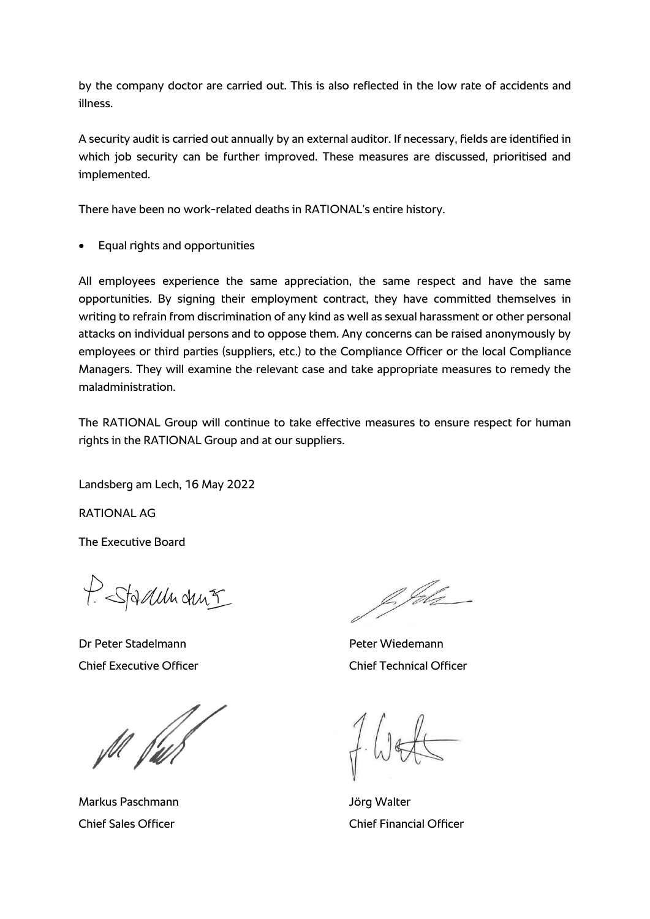by the company doctor are carried out. This is also reflected in the low rate of accidents and illness.

A security audit is carried out annually by an external auditor. If necessary, fields are identified in which job security can be further improved. These measures are discussed, prioritised and implemented.

There have been no work-related deaths in RATIONAL's entire history.

- Equal rights and opportunities

All employees experience the same appreciation, the same respect and have the same opportunities. By signing their employment contract, they have committed themselves in writing to refrain from discrimination of any kind as well as sexual harassment or other personal attacks on individual persons and to oppose them. Any concerns can be raised anonymously by employees or third parties (suppliers, etc.) to the Compliance Officer or the local Compliance Managers. They will examine the relevant case and take appropriate measures to remedy the maladministration.

The RATIONAL Group will continue to take effective measures to ensure respect for human rights in the RATIONAL Group and at our suppliers.

Landsberg am Lech, 16 May 2022

RATIONAL AG

The Executive Board

Dr Peter Stadelmann
Chief Executive Officer

Peter Wiedemann
Chief Technical Officer

Markus Paschmann
Chief Sales Officer

Jörg Walter
Chief Financial Officer